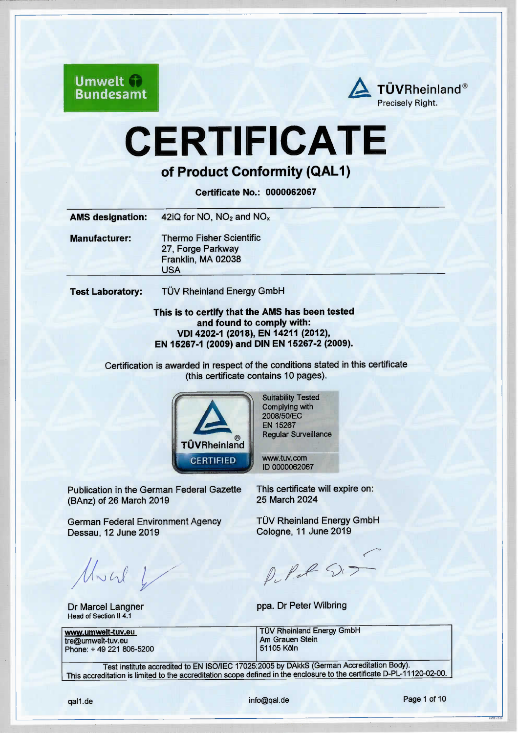Umwelt Bundesamt

TÜVRheinland®
Precisely Right.

# CERTIFICATE

## of Product Conformity (QAL1)

**Certificate No.: 0000062067**

| | |
|---|---|
| **AMS designation:** | 42iQ for NO, $NO_2$ and $NO_x$ |
| **Manufacturer:** | Thermo Fisher Scientific<br>27, Forge Parkway<br>Franklin, MA 02038<br>USA |
| **Test Laboratory:** | TÜV Rheinland Energy GmbH |

**This is to certify that the AMS has been tested and found to comply with: VDI 4202-1 (2018), EN 14211 (2012), EN 15267-1 (2009) and DIN EN 15267-2 (2009).**

Certification is awarded in respect of the conditions stated in this certificate (this certificate contains 10 pages).

TÜVRheinland® CERTIFIED

Suitability Tested
Complying with
2008/50/EC
EN 15267
Regular Surveillance

www.tuv.com
ID 0000062067

Publication in the German Federal Gazette (BAnz) of 26 March 2019

This certificate will expire on:
25 March 2024

German Federal Environment Agency
Dessau, 12 June 2019

TÜV Rheinland Energy GmbH
Cologne, 11 June 2019

Dr Marcel Langner
Head of Section II 4.1

ppa. Dr Peter Wilbring

| | |
|---|---|
| **www.umwelt-tuv.eu**<br>tre@umwelt-tuv.eu<br>Phone: + 49 221 806-5200 | TÜV Rheinland Energy GmbH<br>Am Grauen Stein<br>51105 Köln |

Test institute accredited to EN ISO/IEC 17025:2005 by DAkkS (German Accreditation Body).
This accreditation is limited to the accreditation scope defined in the enclosure to the certificate D-PL-11120-02-00.

qal1.de

info@qal.de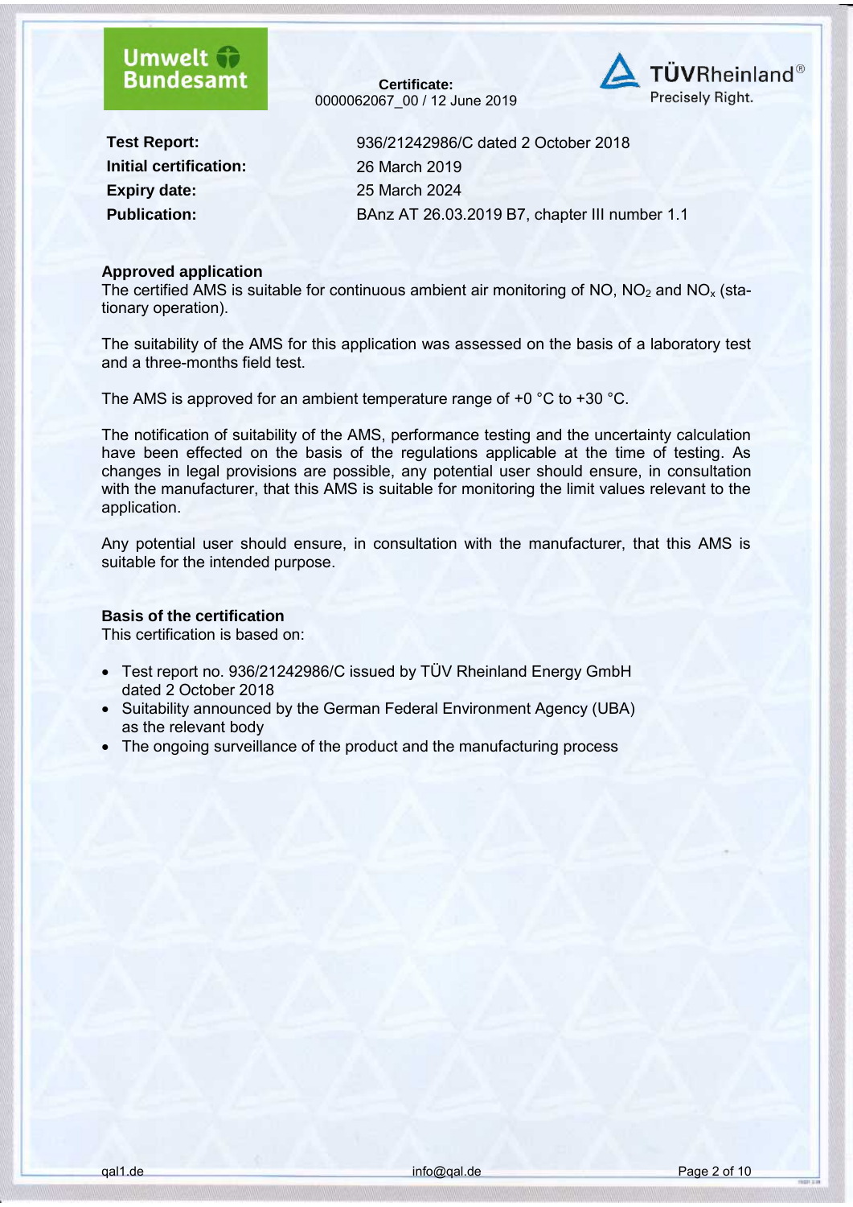**Certificate:**
0000062067_00 / 12 June 2019

| | |
|---|---|
| **Test Report:** | 936/21242986/C dated 2 October 2018 |
| **Initial certification:** | 26 March 2019 |
| **Expiry date:** | 25 March 2024 |
| **Publication:** | BAnz AT 26.03.2019 B7, chapter III number 1.1 |

**Approved application**

The certified AMS is suitable for continuous ambient air monitoring of NO, $NO_2$ and $NO_x$ (stationary operation).

The suitability of the AMS for this application was assessed on the basis of a laboratory test and a three-months field test.

The AMS is approved for an ambient temperature range of +0 °C to +30 °C.

The notification of suitability of the AMS, performance testing and the uncertainty calculation have been effected on the basis of the regulations applicable at the time of testing. As changes in legal provisions are possible, any potential user should ensure, in consultation with the manufacturer, that this AMS is suitable for monitoring the limit values relevant to the application.

Any potential user should ensure, in consultation with the manufacturer, that this AMS is suitable for the intended purpose.

**Basis of the certification**

This certification is based on:

- Test report no. 936/21242986/C issued by TÜV Rheinland Energy GmbH dated 2 October 2018
- Suitability announced by the German Federal Environment Agency (UBA) as the relevant body
- The ongoing surveillance of the product and the manufacturing process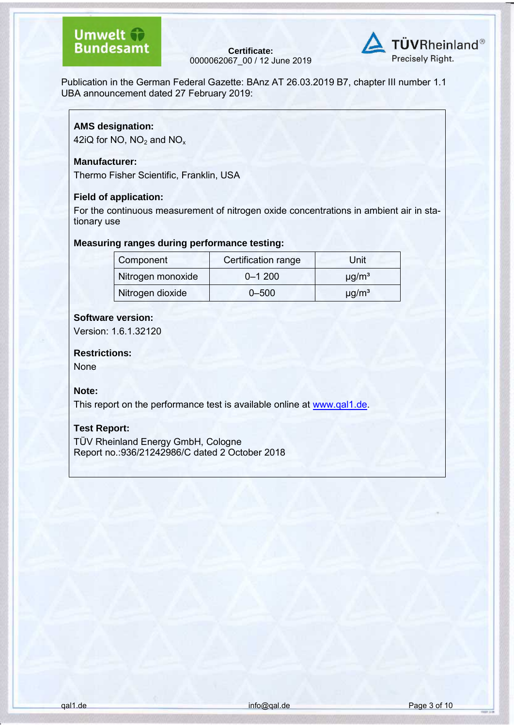Certificate:
0000062067_00 / 12 June 2019

Publication in the German Federal Gazette: BAnz AT 26.03.2019 B7, chapter III number 1.1
UBA announcement dated 27 February 2019:

**AMS designation:**

42iQ for NO, $NO_2$ and $NO_x$

**Manufacturer:**

Thermo Fisher Scientific, Franklin, USA

**Field of application:**

For the continuous measurement of nitrogen oxide concentrations in ambient air in stationary use

**Measuring ranges during performance testing:**

| Component | Certification range | Unit |
|---|---|---|
| Nitrogen monoxide | 0–1 200 | µg/m³ |
| Nitrogen dioxide | 0–500 | µg/m³ |

**Software version:**

Version: 1.6.1.32120

**Restrictions:**

None

**Note:**

This report on the performance test is available online at www.qal1.de.

**Test Report:**

TÜV Rheinland Energy GmbH, Cologne
Report no.:936/21242986/C dated 2 October 2018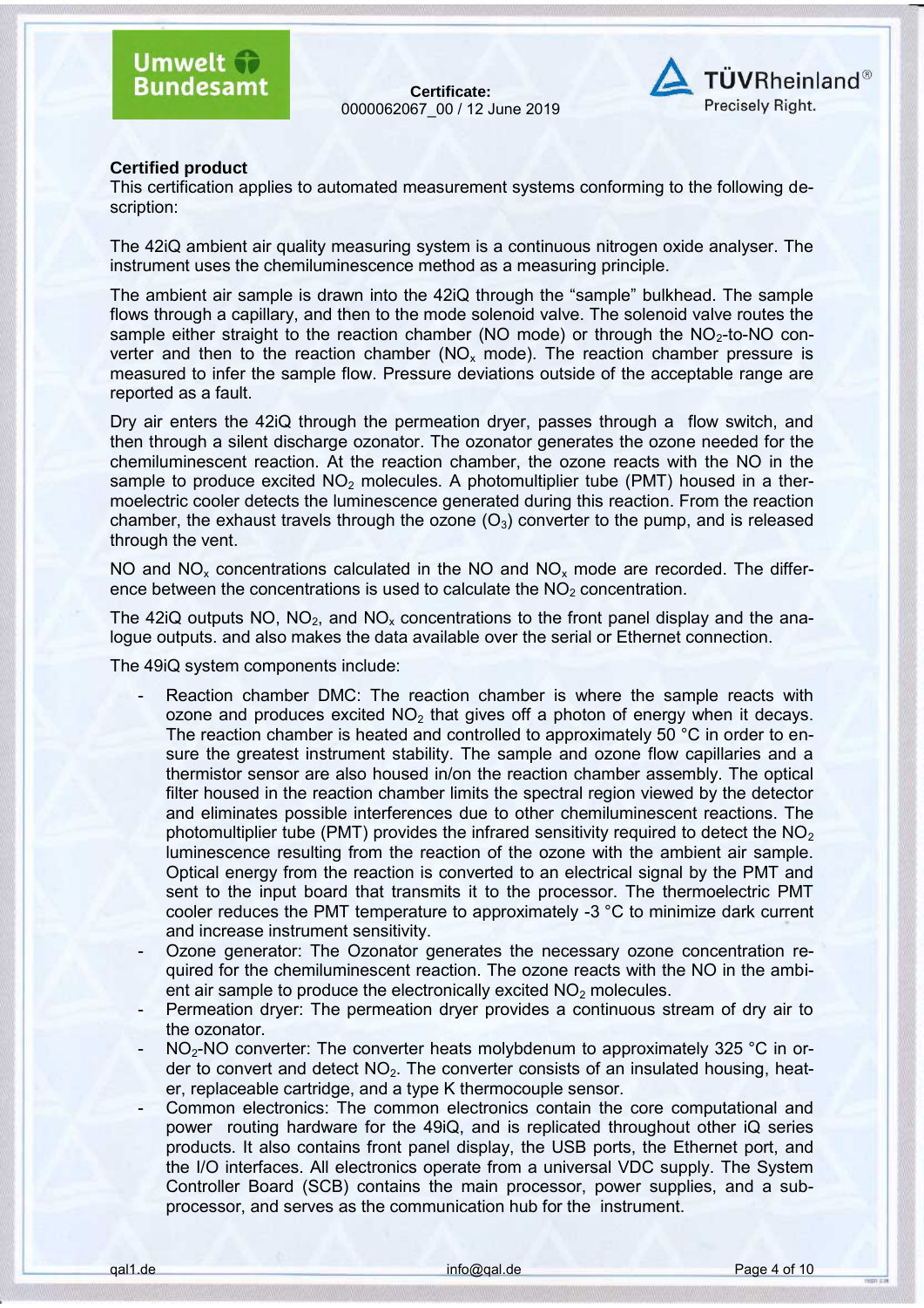**Certified product**

This certification applies to automated measurement systems conforming to the following description:

The 42iQ ambient air quality measuring system is a continuous nitrogen oxide analyser. The instrument uses the chemiluminescence method as a measuring principle.

The ambient air sample is drawn into the 42iQ through the “sample” bulkhead. The sample flows through a capillary, and then to the mode solenoid valve. The solenoid valve routes the sample either straight to the reaction chamber (NO mode) or through the $NO_2$-to-NO converter and then to the reaction chamber ($NO_x$ mode). The reaction chamber pressure is measured to infer the sample flow. Pressure deviations outside of the acceptable range are reported as a fault.

Dry air enters the 42iQ through the permeation dryer, passes through a flow switch, and then through a silent discharge ozonator. The ozonator generates the ozone needed for the chemiluminescent reaction. At the reaction chamber, the ozone reacts with the NO in the sample to produce excited $NO_2$ molecules. A photomultiplier tube (PMT) housed in a thermoelectric cooler detects the luminescence generated during this reaction. From the reaction chamber, the exhaust travels through the ozone ($O_3$) converter to the pump, and is released through the vent.

NO and $NO_x$ concentrations calculated in the NO and $NO_x$ mode are recorded. The difference between the concentrations is used to calculate the $NO_2$ concentration.

The 42iQ outputs NO, $NO_2$, and $NO_x$ concentrations to the front panel display and the analogue outputs. and also makes the data available over the serial or Ethernet connection.

The 49iQ system components include:

- Reaction chamber DMC: The reaction chamber is where the sample reacts with ozone and produces excited $NO_2$ that gives off a photon of energy when it decays. The reaction chamber is heated and controlled to approximately 50 °C in order to ensure the greatest instrument stability. The sample and ozone flow capillaries and a thermistor sensor are also housed in/on the reaction chamber assembly. The optical filter housed in the reaction chamber limits the spectral region viewed by the detector and eliminates possible interferences due to other chemiluminescent reactions. The photomultiplier tube (PMT) provides the infrared sensitivity required to detect the $NO_2$ luminescence resulting from the reaction of the ozone with the ambient air sample. Optical energy from the reaction is converted to an electrical signal by the PMT and sent to the input board that transmits it to the processor. The thermoelectric PMT cooler reduces the PMT temperature to approximately -3 °C to minimize dark current and increase instrument sensitivity.
- Ozone generator: The Ozonator generates the necessary ozone concentration required for the chemiluminescent reaction. The ozone reacts with the NO in the ambient air sample to produce the electronically excited $NO_2$ molecules.
- Permeation dryer: The permeation dryer provides a continuous stream of dry air to the ozonator.
- $NO_2$-NO converter: The converter heats molybdenum to approximately 325 °C in order to convert and detect $NO_2$. The converter consists of an insulated housing, heater, replaceable cartridge, and a type K thermocouple sensor.
- Common electronics: The common electronics contain the core computational and power routing hardware for the 49iQ, and is replicated throughout other iQ series products. It also contains front panel display, the USB ports, the Ethernet port, and the I/O interfaces. All electronics operate from a universal VDC supply. The System Controller Board (SCB) contains the main processor, power supplies, and a sub-processor, and serves as the communication hub for the instrument.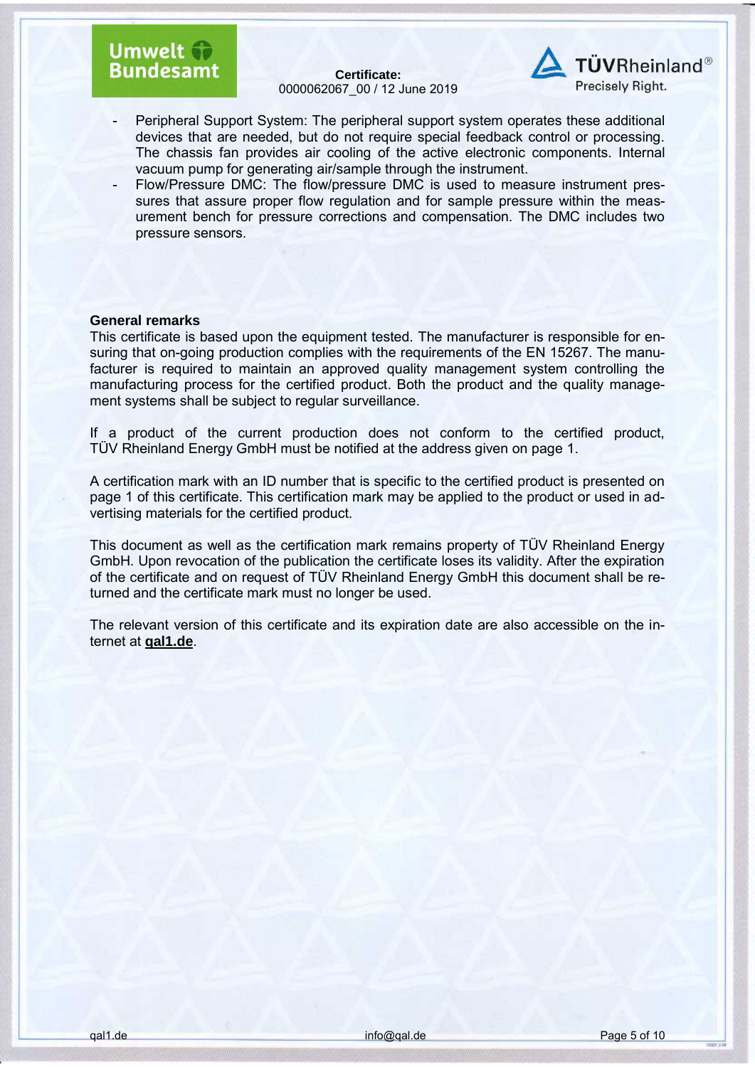- Peripheral Support System: The peripheral support system operates these additional devices that are needed, but do not require special feedback control or processing. The chassis fan provides air cooling of the active electronic components. Internal vacuum pump for generating air/sample through the instrument.
- Flow/Pressure DMC: The flow/pressure DMC is used to measure instrument pressures that assure proper flow regulation and for sample pressure within the measurement bench for pressure corrections and compensation. The DMC includes two pressure sensors.

**General remarks**

This certificate is based upon the equipment tested. The manufacturer is responsible for ensuring that on-going production complies with the requirements of the EN 15267. The manufacturer is required to maintain an approved quality management system controlling the manufacturing process for the certified product. Both the product and the quality management systems shall be subject to regular surveillance.

If a product of the current production does not conform to the certified product, TÜV Rheinland Energy GmbH must be notified at the address given on page 1.

A certification mark with an ID number that is specific to the certified product is presented on page 1 of this certificate. This certification mark may be applied to the product or used in advertising materials for the certified product.

This document as well as the certification mark remains property of TÜV Rheinland Energy GmbH. Upon revocation of the publication the certificate loses its validity. After the expiration of the certificate and on request of TÜV Rheinland Energy GmbH this document shall be returned and the certificate mark must no longer be used.

The relevant version of this certificate and its expiration date are also accessible on the internet at **qal1.de**.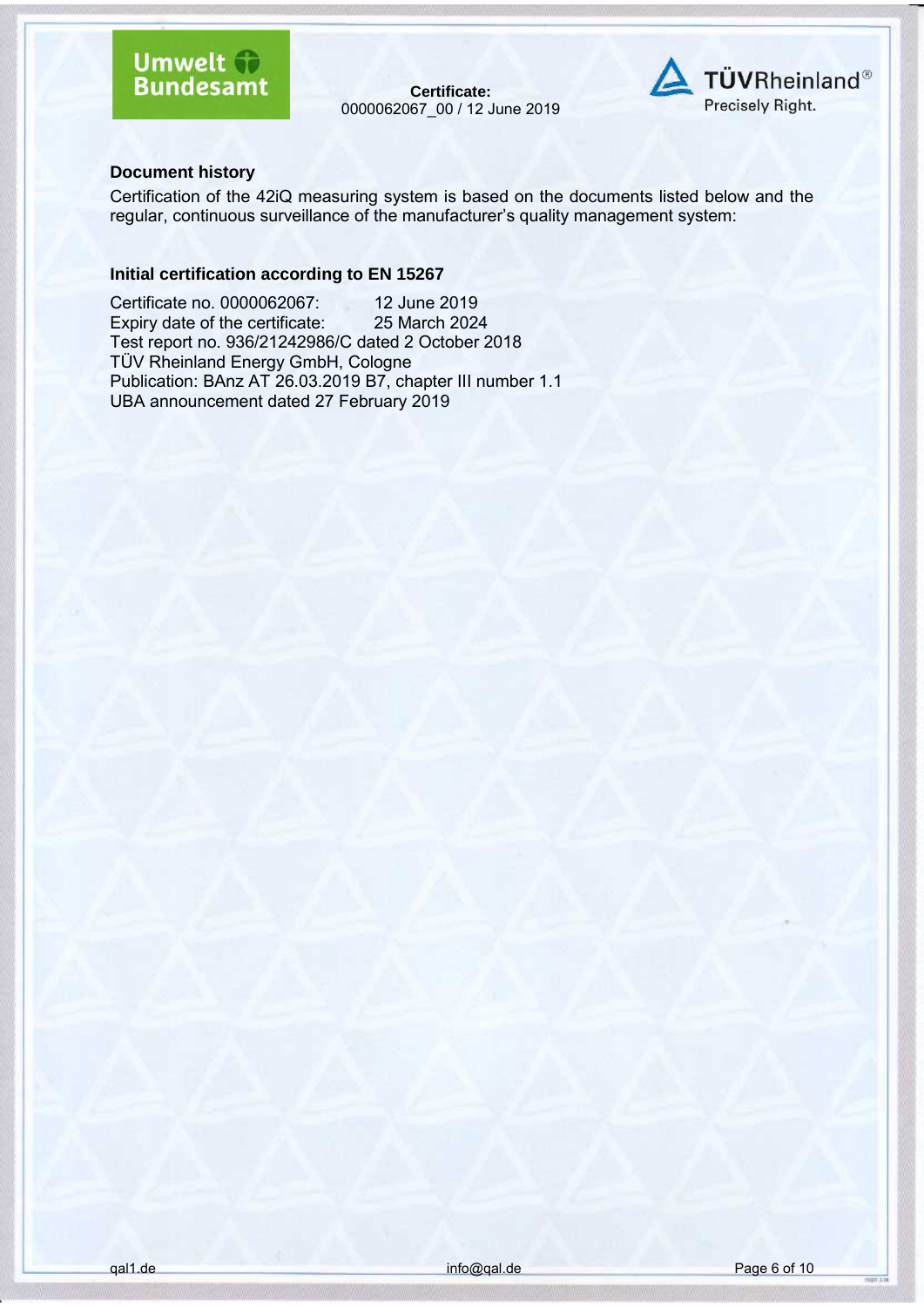## Document history

Certification of the 42iQ measuring system is based on the documents listed below and the regular, continuous surveillance of the manufacturer's quality management system:

### Initial certification according to EN 15267

Certificate no. 0000062067: 12 June 2019
Expiry date of the certificate: 25 March 2024
Test report no. 936/21242986/C dated 2 October 2018
TÜV Rheinland Energy GmbH, Cologne
Publication: BAnz AT 26.03.2019 B7, chapter III number 1.1
UBA announcement dated 27 February 2019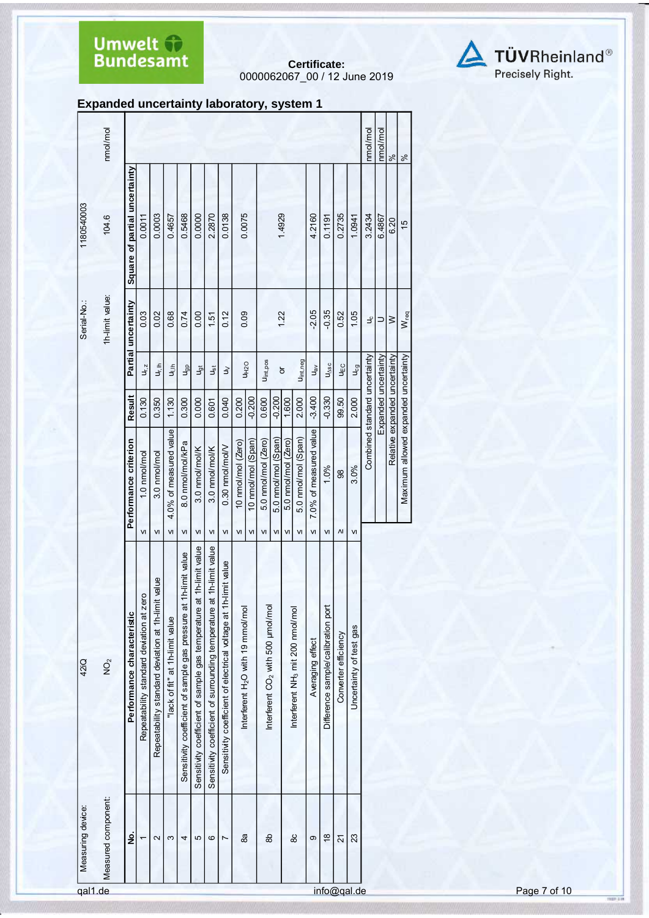Certificate:
0000062067_00 / 12 June 2019

## Expanded uncertainty laboratory, system 1

| Measuring device: | 42Q | Serial-No.: | 118054003 | |
|---|---|---|---|---|
| Measured component: | $NO_2$ | 1h-limit value: | 104.6 | nmol/mol |

| No. | Performance characteristic | | Performance criterion | Result | Partial uncertainty | | Square of partial uncertainty |
|---|---|---|---|---|---|---|---|
| 1 | Repeatability standard deviation at zero | ≤ | 1.0 nmol/mol | 0.130 | $u_{r,z}$ | 0.03 | 0.0011 |
| 2 | Repeatability standard deviation at 1h-limit value | ≤ | 3.0 nmol/mol | 0.350 | $u_{r,lh}$ | 0.02 | 0.0003 |
| 3 | "lack of fit" at 1h-limit value | ≤ | 4.0% of measured value | 1.130 | $u_{l,lh}$ | 0.68 | 0.4657 |
| 4 | Sensitivity coefficient of sample gas pressure at 1h-limit value | ≤ | 8.0 nmol/mol/kPa | 0.300 | $u_{gp}$ | 0.74 | 0.5468 |
| 5 | Sensitivity coefficient of sample gas temperature at 1h-limit value | ≤ | 3.0 nmol/mol/K | 0.000 | $u_{gt}$ | 0.00 | 0.0000 |
| 6 | Sensitivity coefficient of surrounding temperature at 1h-limit value | ≤ | 3.0 nmol/mol/K | 0.601 | $u_{st}$ | 1.51 | 2.2870 |
| 7 | Sensitivity coefficient of electrical voltage at 1h-limit value | ≤ | 0.30 nmol/mol/V | 0.040 | $u_V$ | 0.12 | 0.0138 |
| 8a | Interferent $H_2O$ with 19 mmol/mol | ≤ | 10 nmol/mol (Zero) | 0.200 | $u_{H2O}$ | 0.09 | 0.0075 |
| | | ≤ | 10 nmol/mol (Span) | -0.200 | | | |
| 8b | Interferent $CO_2$ with 500 µmol/mol | ≤ | 5.0 nmol/mol (Zero) | 0.600 | $u_{int,pos}$ | | |
| | | ≤ | 5.0 nmol/mol (Span) | -0.200 | or | 1.22 | 1.4929 |
| 8c | Interferent $NH_3$ mit 200 nmol/mol | ≤ | 5.0 nmol/mol (Zero) | 1.600 | | | |
| | | ≤ | 5.0 nmol/mol (Span) | 2.000 | $u_{int,neg}$ | | |
| 9 | Averaging effect | ≤ | 7.0% of measured value | -3.400 | $u_{av}$ | -2.05 | 4.2160 |
| 18 | Difference sample/calibration port | ≤ | 1.0% | -0.330 | $u_{\Delta sc}$ | -0.35 | 0.1191 |
| 21 | Converter efficiency | ≥ | 98 | 99.50 | $u_{EC}$ | 0.52 | 0.2735 |
| 23 | Uncertainty of test gas | ≤ | 3.0% | 2.000 | $u_{cg}$ | 1.05 | 1.0941 |

| | | |
|---|---|---|
| Combined standard uncertainty | $u_c$ | 3.2434 nmol/mol |
| Expanded uncertainty | U | 6.4867 nmol/mol |
| Relative expanded uncertainty | W | 6.20 % |
| Maximum allowed expanded uncertainty | $W_{req}$ | 15 % |

qal1.de info@qal.de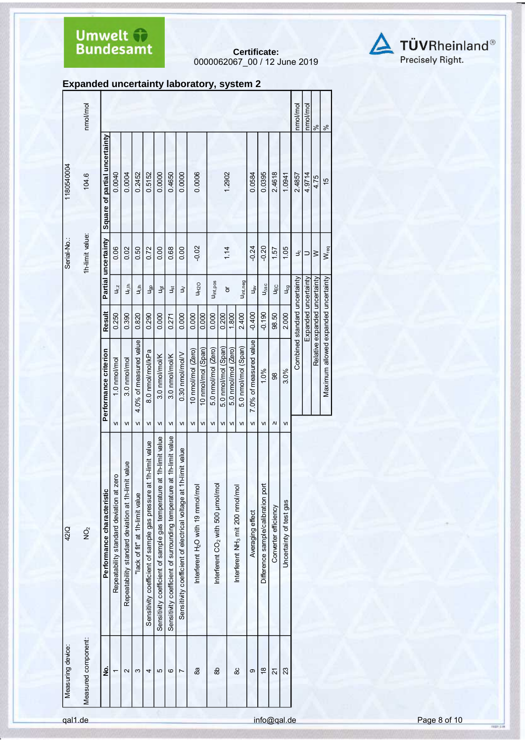Umwelt Bundesamt

**Certificate:**
0000062067_00 / 12 June 2019

TÜVRheinland® Precisely Right.

## Expanded uncertainty laboratory, system 2

| Measuring device: | 42iQ | Serial-No.: | 118054004 |
|---|---|---|---|
| Measured component: | $NO_2$ | 1h-limit value: | 104.6 nmol/mol |

| No. | Performance characteristic | | Performance criterion | Result | Partial uncertainty | | Square of partial uncertainty |
|---|---|---|---|---|---|---|---|
| 1 | Repeatability standard deviation at zero | ≤ | 1.0 nmol/mol | 0.250 | $u_{r,z}$ | 0.06 | 0.0040 |
| 2 | Repeatability standard deviation at 1h-limit value | ≤ | 3.0 nmol/mol | 0.390 | $u_{r,lh}$ | 0.02 | 0.0004 |
| 3 | "lack of fit" at 1h-limit value | ≤ | 4.0% of measured value | 0.820 | $u_{l,lh}$ | 0.50 | 0.2452 |
| 4 | Sensitivity coefficient of sample gas pressure at 1h-limit value | ≤ | 8.0 nmol/mol/kPa | 0.290 | $u_{gp}$ | 0.72 | 0.5152 |
| 5 | Sensitivity coefficient of sample gas temperature at 1h-limit value | ≤ | 3.0 nmol/mol/K | 0.000 | $u_{gt}$ | 0.00 | 0.0000 |
| 6 | Sensitivity coefficient of surrounding temperature at 1h-limit value | ≤ | 3.0 nmol/mol/K | 0.271 | $u_{st}$ | 0.68 | 0.4650 |
| 7 | Sensitivity coefficient of electrical voltage at 1h-limit value | ≤ | 0.30 nmol/mol/V | 0.000 | $u_V$ | 0.00 | 0.0000 |
| 8a | Interferent $H_2O$ with 19 mmol/mol | ≤ | 10 nmol/mol (Zero) | 0.000 | $u_{H2O}$ | -0.02 | 0.0006 |
| | | ≤ | 10 nmol/mol (Span) | 0.000 | | | |
| 8b | Interferent $CO_2$ with 500 µmol/mol | ≤ | 5.0 nmol/mol (Zero) | 0.000 | $u_{int,pos}$ | | |
| | | ≤ | 5.0 nmol/mol (Span) | 0.200 | or | 1.14 | 1.2902 |
| 8c | Interferent $NH_3$ mit 200 nmol/mol | ≤ | 5.0 nmol/mol (Zero) | 1.800 | $u_{int,neg}$ | | |
| | | ≤ | 5.0 nmol/mol (Span) | 2.400 | | | |
| 9 | Averaging effect | ≤ | 7.0% of measured value | -0.400 | $u_{av}$ | -0.24 | 0.0584 |
| 18 | Difference sample/calibration port | ≤ | 1.0% | -0.190 | $u_{\Delta sc}$ | -0.20 | 0.0395 |
| 21 | Converter efficiency | ≥ | 98 | 98.50 | $u_{EC}$ | 1.57 | 2.4618 |
| 23 | Uncertainty of test gas | ≤ | 3.0% | 2.000 | $u_{cg}$ | 1.05 | 1.0941 |
| | | | Combined standard uncertainty | | $u_c$ | | 2.4857 nmol/mol |
| | | | Expanded uncertainty | | U | | 4.9714 nmol/mol |
| | | | Relative expanded uncertainty | | W | | 4.75 % |
| | | | Maximum allowed expanded uncertainty | | $W_{req}$ | | 15 % |

qal1.de — info@qal.de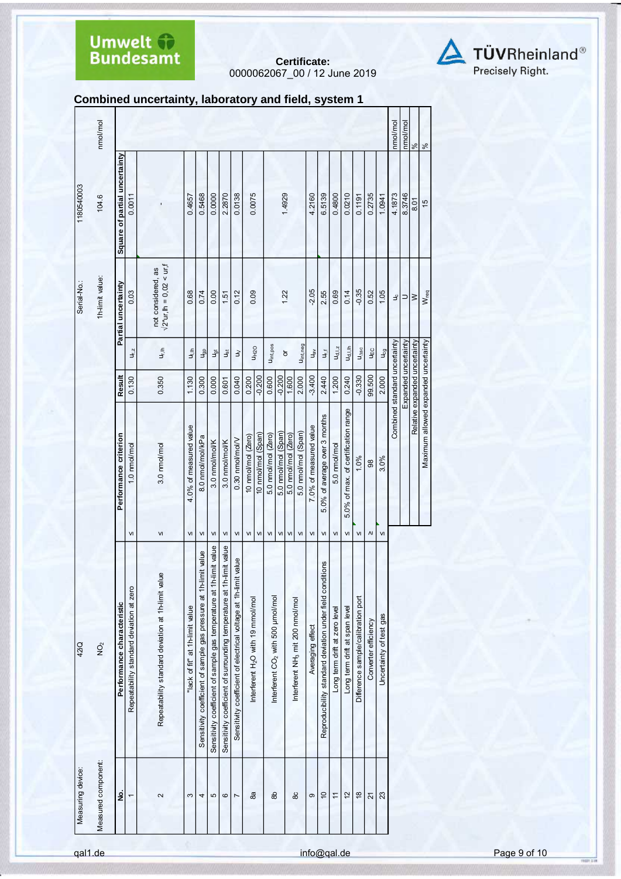Certificate:
0000062067_00 / 12 June 2019

## Combined uncertainty, laboratory and field, system 1

| Measuring device: | 42iQ | | | | Serial-No.: | 180540003 | |
|---|---|---|---|---|---|---|---|
| Measured component: | $NO_2$ | | | | 1h-limit value: | 104.6 | nmol/mol |

| No. | Performance characteristic | | Performance criterion | Result | | Partial uncertainty | Square of partial uncertainty |
|---|---|---|---|---|---|---|---|
| 1 | Repeatability standard deviation at zero | ≤ | 1.0 nmol/mol | 0.130 | $u_{r,z}$ | 0.03 | 0.0011 |
| 2 | Repeatability standard deviation at 1h-limit value | ≤ | 3.0 nmol/mol | 0.350 | $u_{r,lh}$ | not considered, as $\sqrt{2}$\*ur,lh = 0,02 < ur,f | - |
| 3 | "lack of fit" at 1h-limit value | ≤ | 4.0% of measured value | 1.130 | $u_{l,lh}$ | 0.68 | 0.4657 |
| 4 | Sensitivity coefficient of sample gas pressure at 1h-limit value | ≤ | 8.0 nmol/mol/kPa | 0.300 | $u_{gp}$ | 0.74 | 0.5468 |
| 5 | Sensitivity coefficient of sample gas temperature at 1h-limit value | ≤ | 3.0 nmol/mol/K | 0.000 | $u_{gt}$ | 0.00 | 0.0000 |
| 6 | Sensitivity coefficient of surrounding temperature at 1h-limit value | ≤ | 3.0 nmol/mol/K | 0.601 | $u_{st}$ | 1.51 | 2.2870 |
| 7 | Sensitivity coefficient of electrical voltage at 1h-limit value | ≤ | 0.30 nmol/mol/V | 0.040 | $u_V$ | 0.12 | 0.0138 |
| 8a | Interferent $H_2O$ with 19 mmol/mol | ≤ | 10 nmol/mol (Zero) | 0.200 | $u_{H2O}$ | 0.09 | 0.0075 |
| | | ≤ | 10 nmol/mol (Span) | -0.200 | | | |
| 8b | Interferent $CO_2$ with 500 µmol/mol | ≤ | 5.0 nmol/mol (Zero) | 0.600 | $u_{int,pos}$ | | |
| | | ≤ | 5.0 nmol/mol (Span) | -0.200 | or | 1.22 | 1.4929 |
| 8c | Interferent $NH_3$ mit 200 nmol/mol | ≤ | 5.0 nmol/mol (Zero) | 1.600 | | | |
| | | ≤ | 5.0 nmol/mol (Span) | 2.000 | $u_{int,neg}$ | | |
| 9 | Averaging effect | ≤ | 7.0% of measured value | -3.400 | $u_{av}$ | -2.05 | 4.2160 |
| 10 | Reproducibility standard deviation under field conditions | ≤ | 5.0% of average over 3 months | 2.440 | $u_{r,f}$ | 2.55 | 6.5139 |
| 11 | Long term drift at zero level | ≤ | 5.0 nmol/mol | 1.200 | $u_{d,l,z}$ | 0.69 | 0.4800 |
| 12 | Long term drift at span level | ≤ | 5.0% of max. of certification range | 0.240 | $u_{d,l,lh}$ | 0.14 | 0.0210 |
| 18 | Difference sample/calibration port | ≤ | 1.0% | -0.330 | $u_{\Delta sc}$ | -0.35 | 0.1191 |
| 21 | Converter efficiency | ≥ | 98 | 99.500 | $u_{EC}$ | 0.52 | 0.2735 |
| 23 | Uncertainty of test gas | ≤ | 3.0% | 2.000 | $u_{cg}$ | 1.05 | 1.0941 |
| | | | Combined standard uncertainty | | $u_c$ | | 4.1873 nmol/mol |
| | | | Expanded uncertainty | | $U$ | | 8.3746 nmol/mol |
| | | | Relative expanded uncertainty | | $W$ | | 8.01 % |
| | | | Maximum allowed expanded uncertainty | | $W_{req}$ | | 15 % |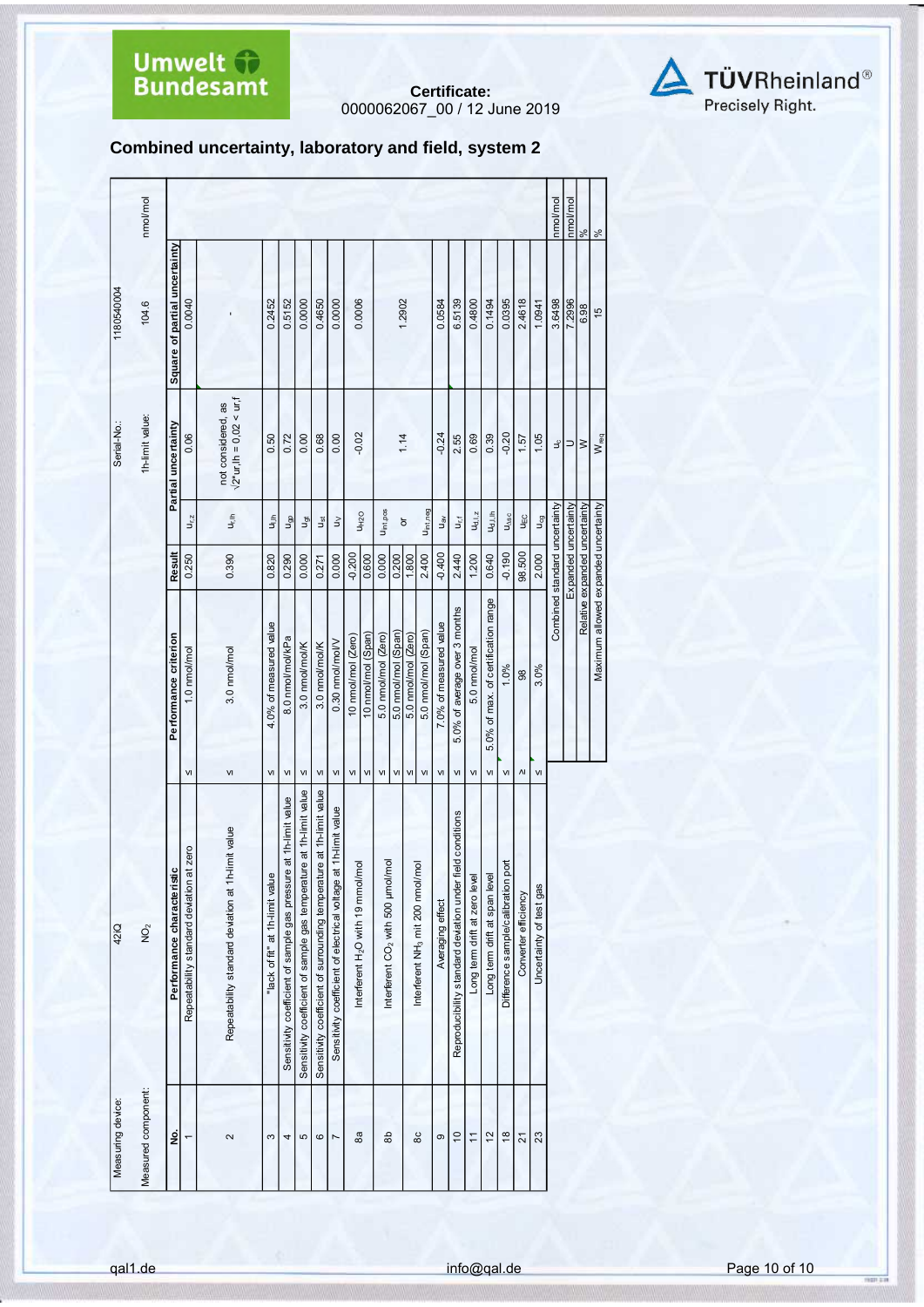Certificate:
0000062067_00 / 12 June 2019

## Combined uncertainty, laboratory and field, system 2

| Measuring device: | 42iQ | | | Serial-No.: | 1180540004 | |
|---|---|---|---|---|---|---|
| Measured component: | $NO_2$ | | | 1h-limit value: | 104.6 | nmol/mol |

| No. | Performance characteristic | | Performance criterion | Result | Partial uncertainty | | Square of partial uncertainty |
|---|---|---|---|---|---|---|---|
| 1 | Repeatability standard deviation at zero | ≤ | 1.0 nmol/mol | 0.250 | $u_{r,z}$ | 0.06 | 0.0040 |
| 2 | Repeatability standard deviation at 1h-limit value | ≤ | 3.0 nmol/mol | 0.390 | $u_{r,lh}$ | not considered, as $\sqrt{2}$*ur,lh = 0.02 < ur,f | - |
| 3 | "lack of fit" at 1h-limit value | ≤ | 4.0% of measured value | 0.820 | $u_{l,lh}$ | 0.50 | 0.2452 |
| 4 | Sensitivity coefficient of sample gas pressure at 1h-limit value | ≤ | 8.0 nmol/mol/kPa | 0.290 | $u_{gp}$ | 0.72 | 0.5152 |
| 5 | Sensitivity coefficient of sample gas temperature at 1h-limit value | ≤ | 3.0 nmol/mol/K | 0.000 | $u_{gt}$ | 0.00 | 0.0000 |
| 6 | Sensitivity coefficient of surrounding temperature at 1h-limit value | ≤ | 3.0 nmol/mol/K | 0.271 | $u_{st}$ | 0.68 | 0.4650 |
| 7 | Sensitivity coefficient of electrical voltage at 1h-limit value | ≤ | 0.30 nmol/mol/V | 0.000 | $u_V$ | 0.00 | 0.0000 |
| 8a | Interferent $H_2O$ with 19 mmol/mol | ≤ | 10 nmol/mol (Zero) | -0.200 | $u_{H2O}$ | -0.02 | 0.0006 |
| | | ≤ | 10 nmol/mol (Span) | 0.600 | | | |
| 8b | Interferent $CO_2$ with 500 µmol/mol | ≤ | 5.0 nmol/mol (Zero) | 0.000 | $u_{int,pos}$ or $u_{int,neg}$ | 1.14 | 1.2902 |
| | | ≤ | 5.0 nmol/mol (Span) | 0.200 | | | |
| 8c | Interferent $NH_3$ mit 200 nmol/mol | ≤ | 5.0 nmol/mol (Zero) | 1.800 | | | |
| | | ≤ | 5.0 nmol/mol (Span) | 2.400 | | | |
| 9 | Averaging effect | ≤ | 7.0% of measured value | -0.400 | $u_{av}$ | -0.24 | 0.0584 |
| 10 | Reproducibility standard deviation under field conditions | ≤ | 5.0% of average over 3 months | 2.440 | $u_{r,f}$ | 2.55 | 6.5139 |
| 11 | Long term drift at zero level | ≤ | 5.0 nmol/mol | 1.200 | $u_{d,l,z}$ | 0.69 | 0.4800 |
| 12 | Long term drift at span level | ≤ | 5.0% of max. of certification range | 0.640 | $u_{d,l,lh}$ | 0.39 | 0.1494 |
| 18 | Difference sample/calibration port | ≤ | 1.0% | -0.190 | $u_{\Delta sc}$ | -0.20 | 0.0395 |
| 21 | Converter efficiency | ≥ | 98 | 98.500 | $u_{EC}$ | 1.57 | 2.4618 |
| 23 | Uncertainty of test gas | ≤ | 3.0% | 2.000 | $u_{cg}$ | 1.05 | 1.0941 |
| | | | Combined standard uncertainty | | $u_c$ | | 3.6498 nmol/mol |
| | | | Expanded uncertainty | | U | | 7.2996 nmol/mol |
| | | | Relative expanded uncertainty | | W | | 6.98 % |
| | | | Maximum allowed expanded uncertainty | | $W_{req}$ | | 15 % |

qal1.de info@qal.de